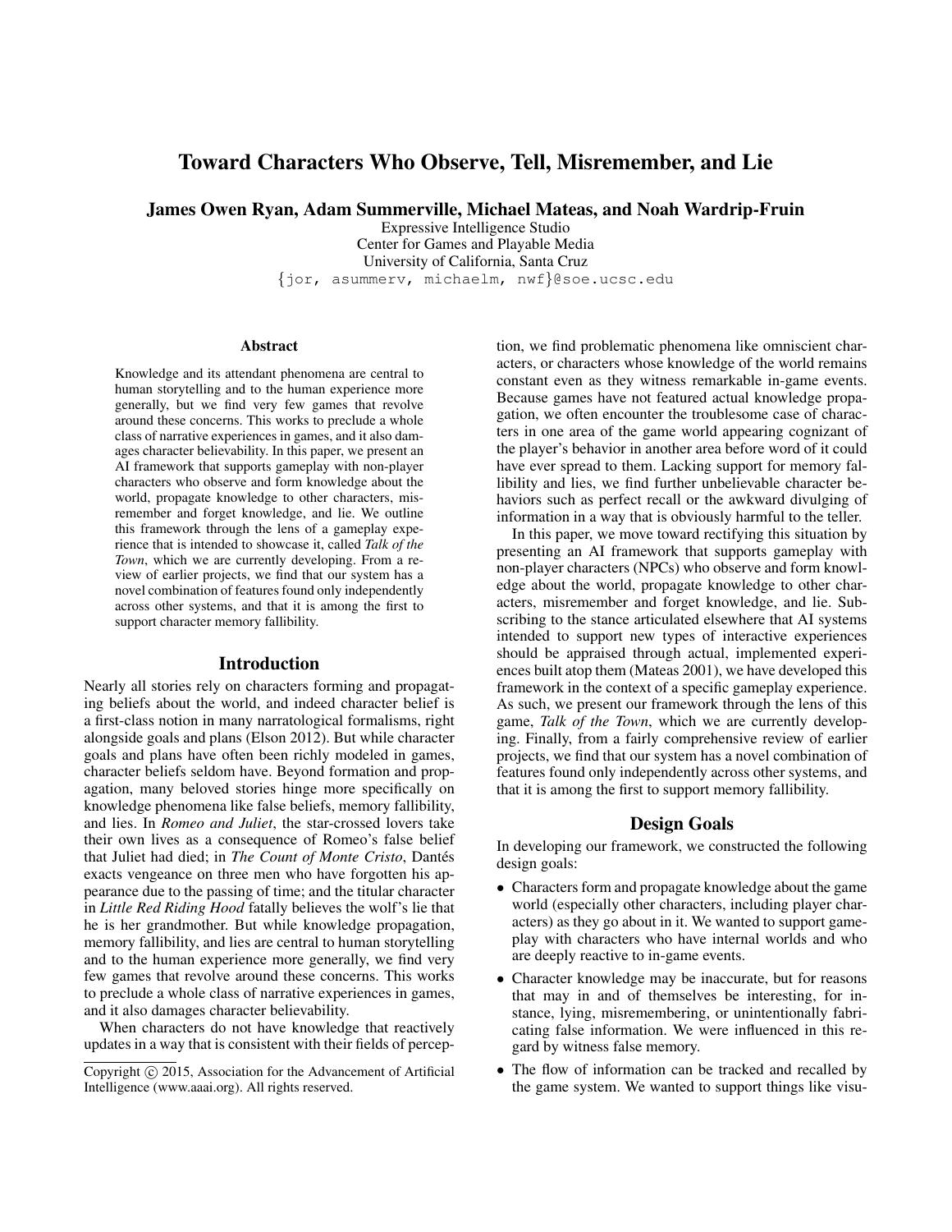# Toward Characters Who Observe, Tell, Misremember, and Lie

**James Owen Ryan, Adam Summerville, Michael Mateas, and Noah Wardrip-Fruin**

Expressive Intelligence Studio
Center for Games and Playable Media
University of California, Santa Cruz
{jor, asummerv, michaelm, nwf}@soe.ucsc.edu

## Abstract

Knowledge and its attendant phenomena are central to human storytelling and to the human experience more generally, but we find very few games that revolve around these concerns. This works to preclude a whole class of narrative experiences in games, and it also damages character believability. In this paper, we present an AI framework that supports gameplay with non-player characters who observe and form knowledge about the world, propagate knowledge to other characters, misremember and forget knowledge, and lie. We outline this framework through the lens of a gameplay experience that is intended to showcase it, called *Talk of the Town*, which we are currently developing. From a review of earlier projects, we find that our system has a novel combination of features found only independently across other systems, and that it is among the first to support character memory fallibility.

## Introduction

Nearly all stories rely on characters forming and propagating beliefs about the world, and indeed character belief is a first-class notion in many narratological formalisms, right alongside goals and plans (Elson 2012). But while character goals and plans have often been richly modeled in games, character beliefs seldom have. Beyond formation and propagation, many beloved stories hinge more specifically on knowledge phenomena like false beliefs, memory fallibility, and lies. In *Romeo and Juliet*, the star-crossed lovers take their own lives as a consequence of Romeo's false belief that Juliet had died; in *The Count of Monte Cristo*, Dantés exacts vengeance on three men who have forgotten his appearance due to the passing of time; and the titular character in *Little Red Riding Hood* fatally believes the wolf's lie that he is her grandmother. But while knowledge propagation, memory fallibility, and lies are central to human storytelling and to the human experience more generally, we find very few games that revolve around these concerns. This works to preclude a whole class of narrative experiences in games, and it also damages character believability.

When characters do not have knowledge that reactively updates in a way that is consistent with their fields of perception, we find problematic phenomena like omniscient characters, or characters whose knowledge of the world remains constant even as they witness remarkable in-game events. Because games have not featured actual knowledge propagation, we often encounter the troublesome case of characters in one area of the game world appearing cognizant of the player's behavior in another area before word of it could have ever spread to them. Lacking support for memory fallibility and lies, we find further unbelievable character behaviors such as perfect recall or the awkward divulging of information in a way that is obviously harmful to the teller.

In this paper, we move toward rectifying this situation by presenting an AI framework that supports gameplay with non-player characters (NPCs) who observe and form knowledge about the world, propagate knowledge to other characters, misremember and forget knowledge, and lie. Subscribing to the stance articulated elsewhere that AI systems intended to support new types of interactive experiences should be appraised through actual, implemented experiences built atop them (Mateas 2001), we have developed this framework in the context of a specific gameplay experience. As such, we present our framework through the lens of this game, *Talk of the Town*, which we are currently developing. Finally, from a fairly comprehensive review of earlier projects, we find that our system has a novel combination of features found only independently across other systems, and that it is among the first to support memory fallibility.

## Design Goals

In developing our framework, we constructed the following design goals:

- Characters form and propagate knowledge about the game world (especially other characters, including player characters) as they go about in it. We wanted to support gameplay with characters who have internal worlds and who are deeply reactive to in-game events.
- Character knowledge may be inaccurate, but for reasons that may in and of themselves be interesting, for instance, lying, misremembering, or unintentionally fabricating false information. We were influenced in this regard by witness false memory.
- The flow of information can be tracked and recalled by the game system. We wanted to support things like visu-

Copyright © 2015, Association for the Advancement of Artificial Intelligence (www.aaai.org). All rights reserved.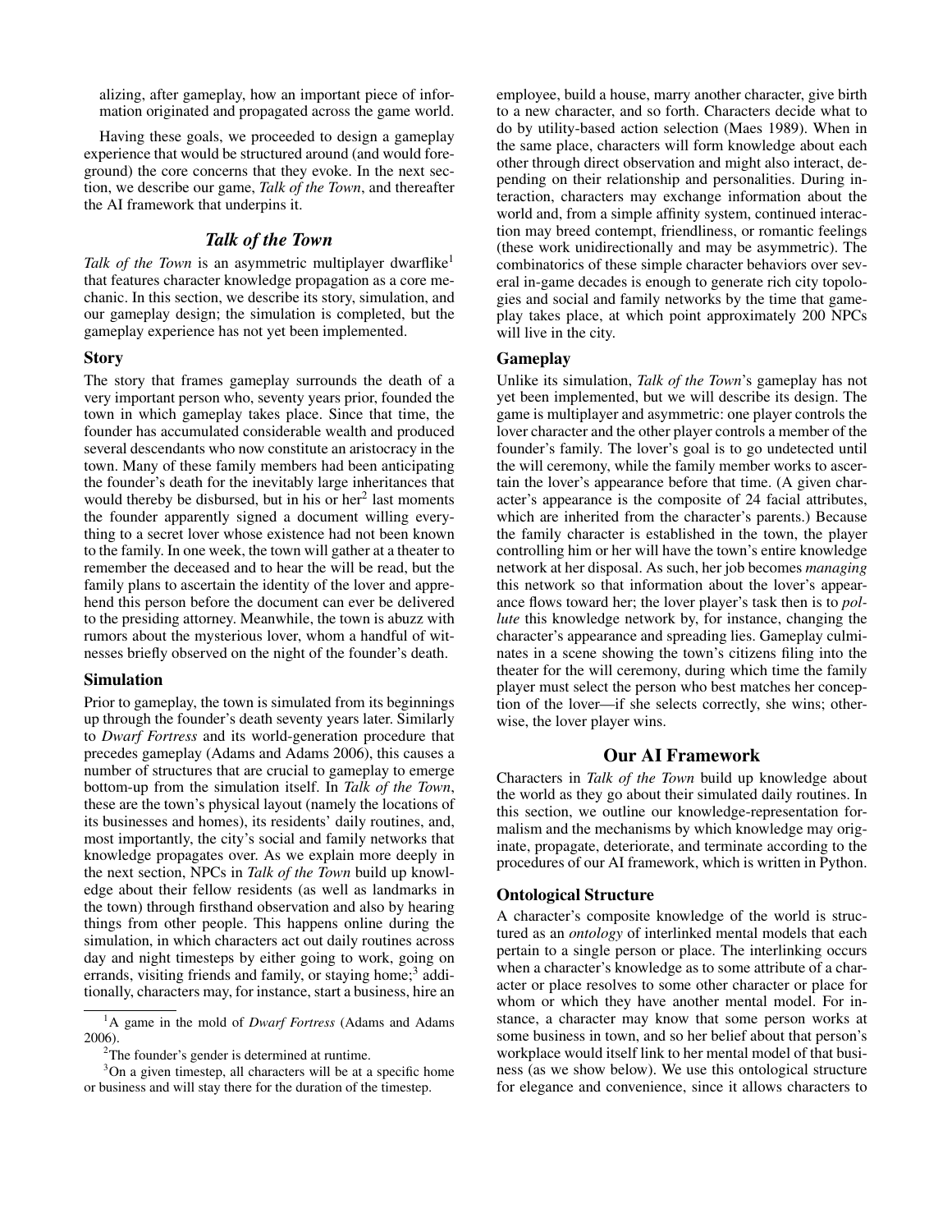alizing, after gameplay, how an important piece of information originated and propagated across the game world.

Having these goals, we proceeded to design a gameplay experience that would be structured around (and would foreground) the core concerns that they evoke. In the next section, we describe our game, *Talk of the Town*, and thereafter the AI framework that underpins it.

## *Talk of the Town*

*Talk of the Town* is an asymmetric multiplayer dwarflike[1] that features character knowledge propagation as a core mechanic. In this section, we describe its story, simulation, and our gameplay design; the simulation is completed, but the gameplay experience has not yet been implemented.

### Story

The story that frames gameplay surrounds the death of a very important person who, seventy years prior, founded the town in which gameplay takes place. Since that time, the founder has accumulated considerable wealth and produced several descendants who now constitute an aristocracy in the town. Many of these family members had been anticipating the founder's death for the inevitably large inheritances that would thereby be disbursed, but in his or her[2] last moments the founder apparently signed a document willing everything to a secret lover whose existence had not been known to the family. In one week, the town will gather at a theater to remember the deceased and to hear the will be read, but the family plans to ascertain the identity of the lover and apprehend this person before the document can ever be delivered to the presiding attorney. Meanwhile, the town is abuzz with rumors about the mysterious lover, whom a handful of witnesses briefly observed on the night of the founder's death.

### Simulation

Prior to gameplay, the town is simulated from its beginnings up through the founder's death seventy years later. Similarly to *Dwarf Fortress* and its world-generation procedure that precedes gameplay (Adams and Adams 2006), this causes a number of structures that are crucial to gameplay to emerge bottom-up from the simulation itself. In *Talk of the Town*, these are the town's physical layout (namely the locations of its businesses and homes), its residents' daily routines, and, most importantly, the city's social and family networks that knowledge propagates over. As we explain more deeply in the next section, NPCs in *Talk of the Town* build up knowledge about their fellow residents (as well as landmarks in the town) through firsthand observation and also by hearing things from other people. This happens online during the simulation, in which characters act out daily routines across day and night timesteps by either going to work, going on errands, visiting friends and family, or staying home;[3] additionally, characters may, for instance, start a business, hire an employee, build a house, marry another character, give birth to a new character, and so forth. Characters decide what to do by utility-based action selection (Maes 1989). When in the same place, characters will form knowledge about each other through direct observation and might also interact, depending on their relationship and personalities. During interaction, characters may exchange information about the world and, from a simple affinity system, continued interaction may breed contempt, friendliness, or romantic feelings (these work unidirectionally and may be asymmetric). The combinatorics of these simple character behaviors over several in-game decades is enough to generate rich city topologies and social and family networks by the time that gameplay takes place, at which point approximately 200 NPCs will live in the city.

### Gameplay

Unlike its simulation, *Talk of the Town*'s gameplay has not yet been implemented, but we will describe its design. The game is multiplayer and asymmetric: one player controls the lover character and the other player controls a member of the founder's family. The lover's goal is to go undetected until the will ceremony, while the family member works to ascertain the lover's appearance before that time. (A given character's appearance is the composite of 24 facial attributes, which are inherited from the character's parents.) Because the family character is established in the town, the player controlling him or her will have the town's entire knowledge network at her disposal. As such, her job becomes *managing* this network so that information about the lover's appearance flows toward her; the lover player's task then is to *pollute* this knowledge network by, for instance, changing the character's appearance and spreading lies. Gameplay culminates in a scene showing the town's citizens filing into the theater for the will ceremony, during which time the family player must select the person who best matches her conception of the lover—if she selects correctly, she wins; otherwise, the lover player wins.

## Our AI Framework

Characters in *Talk of the Town* build up knowledge about the world as they go about their simulated daily routines. In this section, we outline our knowledge-representation formalism and the mechanisms by which knowledge may originate, propagate, deteriorate, and terminate according to the procedures of our AI framework, which is written in Python.

### Ontological Structure

A character's composite knowledge of the world is structured as an *ontology* of interlinked mental models that each pertain to a single person or place. The interlinking occurs when a character's knowledge as to some attribute of a character or place resolves to some other character or place for whom or which they have another mental model. For instance, a character may know that some person works at some business in town, and so her belief about that person's workplace would itself link to her mental model of that business (as we show below). We use this ontological structure for elegance and convenience, since it allows characters to

---

[1] A game in the mold of *Dwarf Fortress* (Adams and Adams 2006).

[2] The founder's gender is determined at runtime.

[3] On a given timestep, all characters will be at a specific home or business and will stay there for the duration of the timestep.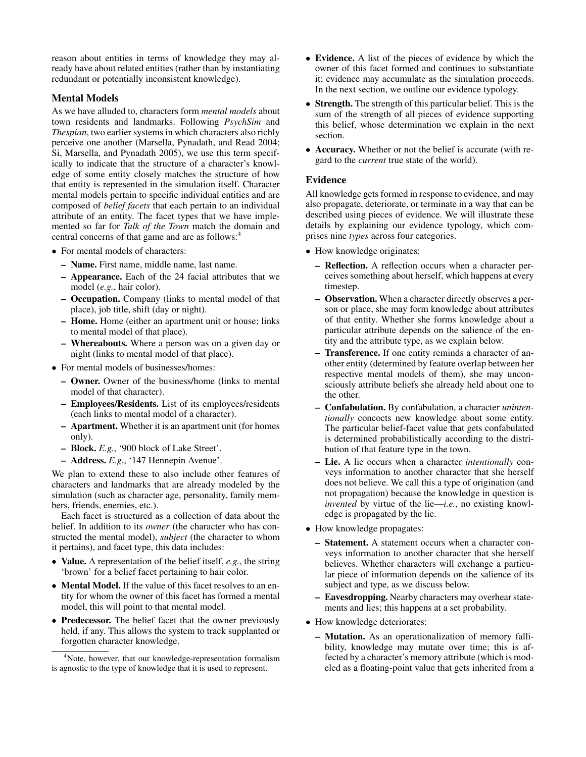reason about entities in terms of knowledge they may already have about related entities (rather than by instantiating redundant or potentially inconsistent knowledge).

### Mental Models

As we have alluded to, characters form *mental models* about town residents and landmarks. Following *PsychSim* and *Thespian*, two earlier systems in which characters also richly perceive one another (Marsella, Pynadath, and Read 2004; Si, Marsella, and Pynadath 2005), we use this term specifically to indicate that the structure of a character's knowledge of some entity closely matches the structure of how that entity is represented in the simulation itself. Character mental models pertain to specific individual entities and are composed of *belief facets* that each pertain to an individual attribute of an entity. The facet types that we have implemented so far for *Talk of the Town* match the domain and central concerns of that game and are as follows:[4]

- For mental models of characters:
  - **Name.** First name, middle name, last name.
  - **Appearance.** Each of the 24 facial attributes that we model (*e.g.*, hair color).
  - **Occupation.** Company (links to mental model of that place), job title, shift (day or night).
  - **Home.** Home (either an apartment unit or house; links to mental model of that place).
  - **Whereabouts.** Where a person was on a given day or night (links to mental model of that place).
- For mental models of businesses/homes:
  - **Owner.** Owner of the business/home (links to mental model of that character).
  - **Employees/Residents.** List of its employees/residents (each links to mental model of a character).
  - **Apartment.** Whether it is an apartment unit (for homes only).
  - **Block.** *E.g.*, '900 block of Lake Street'.
  - **Address.** *E.g.*, '147 Hennepin Avenue'.

We plan to extend these to also include other features of characters and landmarks that are already modeled by the simulation (such as character age, personality, family members, friends, enemies, etc.).

Each facet is structured as a collection of data about the belief. In addition to its *owner* (the character who has constructed the mental model), *subject* (the character to whom it pertains), and facet type, this data includes:

- **Value.** A representation of the belief itself, *e.g.*, the string 'brown' for a belief facet pertaining to hair color.
- **Mental Model.** If the value of this facet resolves to an entity for whom the owner of this facet has formed a mental model, this will point to that mental model.
- **Predecessor.** The belief facet that the owner previously held, if any. This allows the system to track supplanted or forgotten character knowledge.
- **Evidence.** A list of the pieces of evidence by which the owner of this facet formed and continues to substantiate it; evidence may accumulate as the simulation proceeds. In the next section, we outline our evidence typology.
- **Strength.** The strength of this particular belief. This is the sum of the strength of all pieces of evidence supporting this belief, whose determination we explain in the next section.
- **Accuracy.** Whether or not the belief is accurate (with regard to the *current* true state of the world).

### Evidence

All knowledge gets formed in response to evidence, and may also propagate, deteriorate, or terminate in a way that can be described using pieces of evidence. We will illustrate these details by explaining our evidence typology, which comprises nine *types* across four categories.

- How knowledge originates:
  - **Reflection.** A reflection occurs when a character perceives something about herself, which happens at every timestep.
  - **Observation.** When a character directly observes a person or place, she may form knowledge about attributes of that entity. Whether she forms knowledge about a particular attribute depends on the salience of the entity and the attribute type, as we explain below.
  - **Transference.** If one entity reminds a character of another entity (determined by feature overlap between her respective mental models of them), she may unconsciously attribute beliefs she already held about one to the other.
  - **Confabulation.** By confabulation, a character *unintentionally* concocts new knowledge about some entity. The particular belief-facet value that gets confabulated is determined probabilistically according to the distribution of that feature type in the town.
  - **Lie.** A lie occurs when a character *intentionally* conveys information to another character that she herself does not believe. We call this a type of origination (and not propagation) because the knowledge in question is *invented* by virtue of the lie—*i.e.*, no existing knowledge is propagated by the lie.
- How knowledge propagates:
  - **Statement.** A statement occurs when a character conveys information to another character that she herself believes. Whether characters will exchange a particular piece of information depends on the salience of its subject and type, as we discuss below.
  - **Eavesdropping.** Nearby characters may overhear statements and lies; this happens at a set probability.
- How knowledge deteriorates:
  - **Mutation.** As an operationalization of memory fallibility, knowledge may mutate over time; this is affected by a character's memory attribute (which is modeled as a floating-point value that gets inherited from a

[4] Note, however, that our knowledge-representation formalism is agnostic to the type of knowledge that it is used to represent.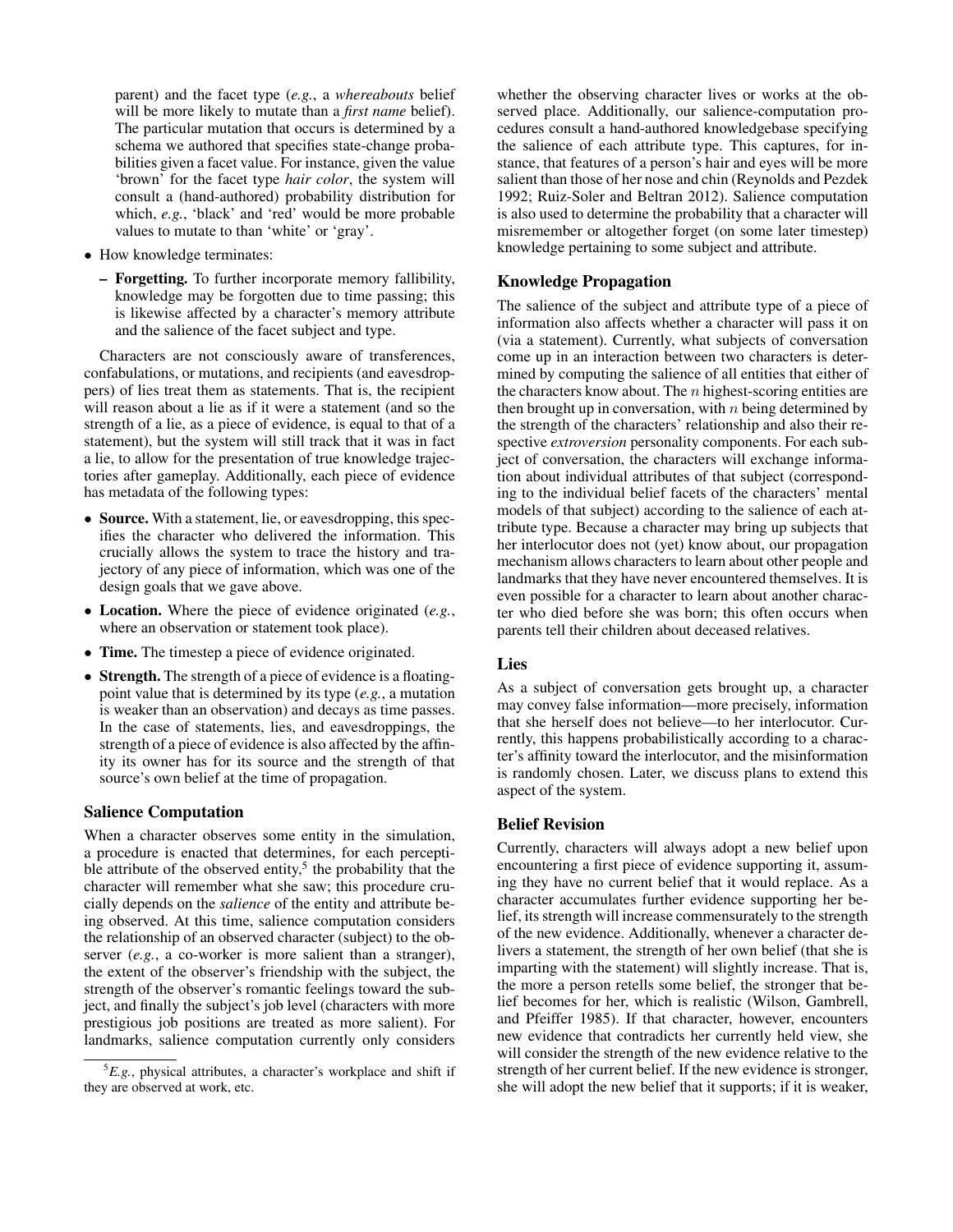parent) and the facet type (*e.g.*, a *whereabouts* belief will be more likely to mutate than a *first name* belief). The particular mutation that occurs is determined by a schema we authored that specifies state-change probabilities given a facet value. For instance, given the value 'brown' for the facet type *hair color*, the system will consult a (hand-authored) probability distribution for which, *e.g.*, 'black' and 'red' would be more probable values to mutate to than 'white' or 'gray'.

- How knowledge terminates:
  - **Forgetting.** To further incorporate memory fallibility, knowledge may be forgotten due to time passing; this is likewise affected by a character's memory attribute and the salience of the facet subject and type.

Characters are not consciously aware of transferences, confabulations, or mutations, and recipients (and eavesdroppers) of lies treat them as statements. That is, the recipient will reason about a lie as if it were a statement (and so the strength of a lie, as a piece of evidence, is equal to that of a statement), but the system will still track that it was in fact a lie, to allow for the presentation of true knowledge trajectories after gameplay. Additionally, each piece of evidence has metadata of the following types:

- **Source.** With a statement, lie, or eavesdropping, this specifies the character who delivered the information. This crucially allows the system to trace the history and trajectory of any piece of information, which was one of the design goals that we gave above.
- **Location.** Where the piece of evidence originated (*e.g.*, where an observation or statement took place).
- **Time.** The timestep a piece of evidence originated.
- **Strength.** The strength of a piece of evidence is a floating-point value that is determined by its type (*e.g.*, a mutation is weaker than an observation) and decays as time passes. In the case of statements, lies, and eavesdroppings, the strength of a piece of evidence is also affected by the affinity its owner has for its source and the strength of that source's own belief at the time of propagation.

## Salience Computation

When a character observes some entity in the simulation, a procedure is enacted that determines, for each perceptible attribute of the observed entity,[5] the probability that the character will remember what she saw; this procedure crucially depends on the *salience* of the entity and attribute being observed. At this time, salience computation considers the relationship of an observed character (subject) to the observer (*e.g.*, a co-worker is more salient than a stranger), the extent of the observer's friendship with the subject, the strength of the observer's romantic feelings toward the subject, and finally the subject's job level (characters with more prestigious job positions are treated as more salient). For landmarks, salience computation currently only considers whether the observing character lives or works at the observed place. Additionally, our salience-computation procedures consult a hand-authored knowledgebase specifying the salience of each attribute type. This captures, for instance, that features of a person's hair and eyes will be more salient than those of her nose and chin (Reynolds and Pezdek 1992; Ruiz-Soler and Beltran 2012). Salience computation is also used to determine the probability that a character will misremember or altogether forget (on some later timestep) knowledge pertaining to some subject and attribute.

[5] *E.g.*, physical attributes, a character's workplace and shift if they are observed at work, etc.

## Knowledge Propagation

The salience of the subject and attribute type of a piece of information also affects whether a character will pass it on (via a statement). Currently, what subjects of conversation come up in an interaction between two characters is determined by computing the salience of all entities that either of the characters know about. The $n$ highest-scoring entities are then brought up in conversation, with $n$ being determined by the strength of the characters' relationship and also their respective *extroversion* personality components. For each subject of conversation, the characters will exchange information about individual attributes of that subject (corresponding to the individual belief facets of the characters' mental models of that subject) according to the salience of each attribute type. Because a character may bring up subjects that her interlocutor does not (yet) know about, our propagation mechanism allows characters to learn about other people and landmarks that they have never encountered themselves. It is even possible for a character to learn about another character who died before she was born; this often occurs when parents tell their children about deceased relatives.

## Lies

As a subject of conversation gets brought up, a character may convey false information—more precisely, information that she herself does not believe—to her interlocutor. Currently, this happens probabilistically according to a character's affinity toward the interlocutor, and the misinformation is randomly chosen. Later, we discuss plans to extend this aspect of the system.

## Belief Revision

Currently, characters will always adopt a new belief upon encountering a first piece of evidence supporting it, assuming they have no current belief that it would replace. As a character accumulates further evidence supporting her belief, its strength will increase commensurately to the strength of the new evidence. Additionally, whenever a character delivers a statement, the strength of her own belief (that she is imparting with the statement) will slightly increase. That is, the more a person retells some belief, the stronger that belief becomes for her, which is realistic (Wilson, Gambrell, and Pfeiffer 1985). If that character, however, encounters new evidence that contradicts her currently held view, she will consider the strength of the new evidence relative to the strength of her current belief. If the new evidence is stronger, she will adopt the new belief that it supports; if it is weaker,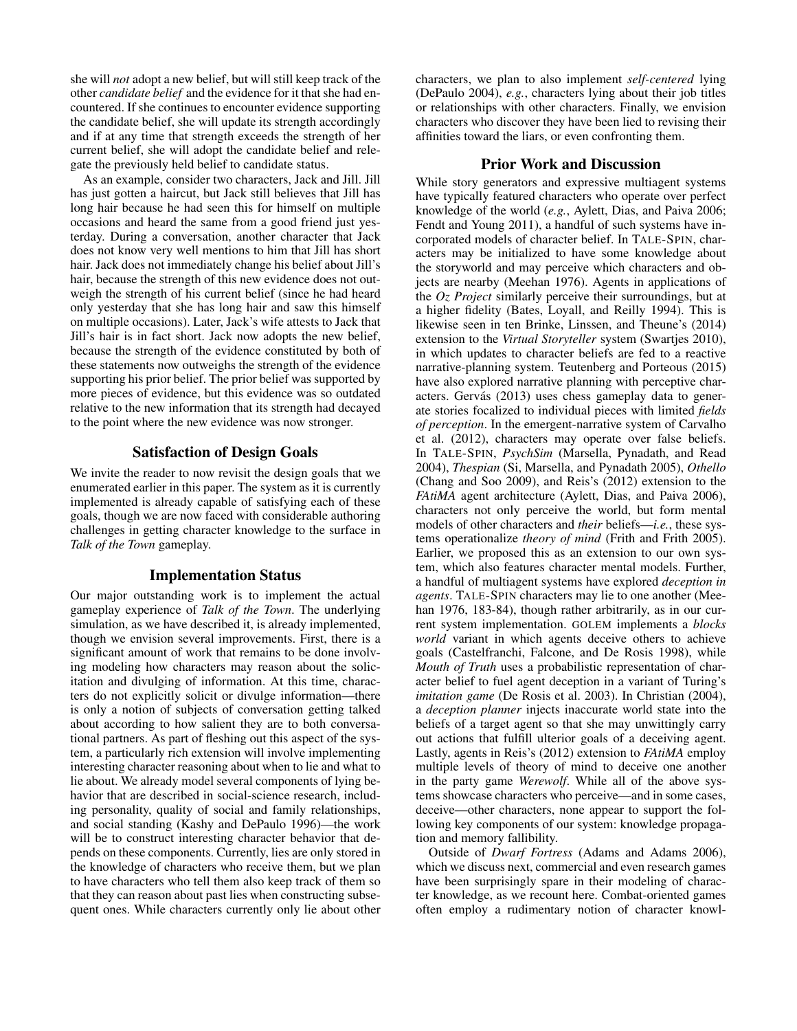she will *not* adopt a new belief, but will still keep track of the other *candidate belief* and the evidence for it that she had encountered. If she continues to encounter evidence supporting the candidate belief, she will update its strength accordingly and if at any time that strength exceeds the strength of her current belief, she will adopt the candidate belief and relegate the previously held belief to candidate status.

As an example, consider two characters, Jack and Jill. Jill has just gotten a haircut, but Jack still believes that Jill has long hair because he had seen this for himself on multiple occasions and heard the same from a good friend just yesterday. During a conversation, another character that Jack does not know very well mentions to him that Jill has short hair. Jack does not immediately change his belief about Jill's hair, because the strength of this new evidence does not outweigh the strength of his current belief (since he had heard only yesterday that she has long hair and saw this himself on multiple occasions). Later, Jack's wife attests to Jack that Jill's hair is in fact short. Jack now adopts the new belief, because the strength of the evidence constituted by both of these statements now outweighs the strength of the evidence supporting his prior belief. The prior belief was supported by more pieces of evidence, but this evidence was so outdated relative to the new information that its strength had decayed to the point where the new evidence was now stronger.

## Satisfaction of Design Goals

We invite the reader to now revisit the design goals that we enumerated earlier in this paper. The system as it is currently implemented is already capable of satisfying each of these goals, though we are now faced with considerable authoring challenges in getting character knowledge to the surface in *Talk of the Town* gameplay.

## Implementation Status

Our major outstanding work is to implement the actual gameplay experience of *Talk of the Town*. The underlying simulation, as we have described it, is already implemented, though we envision several improvements. First, there is a significant amount of work that remains to be done involving modeling how characters may reason about the solicitation and divulging of information. At this time, characters do not explicitly solicit or divulge information—there is only a notion of subjects of conversation getting talked about according to how salient they are to both conversational partners. As part of fleshing out this aspect of the system, a particularly rich extension will involve implementing interesting character reasoning about when to lie and what to lie about. We already model several components of lying behavior that are described in social-science research, including personality, quality of social and family relationships, and social standing (Kashy and DePaulo 1996)—the work will be to construct interesting character behavior that depends on these components. Currently, lies are only stored in the knowledge of characters who receive them, but we plan to have characters who tell them also keep track of them so that they can reason about past lies when constructing subsequent ones. While characters currently only lie about other characters, we plan to also implement *self-centered* lying (DePaulo 2004), *e.g.*, characters lying about their job titles or relationships with other characters. Finally, we envision characters who discover they have been lied to revising their affinities toward the liars, or even confronting them.

## Prior Work and Discussion

While story generators and expressive multiagent systems have typically featured characters who operate over perfect knowledge of the world (*e.g.*, Aylett, Dias, and Paiva 2006; Fendt and Young 2011), a handful of such systems have incorporated models of character belief. In TALE-SPIN, characters may be initialized to have some knowledge about the storyworld and may perceive which characters and objects are nearby (Meehan 1976). Agents in applications of the *Oz Project* similarly perceive their surroundings, but at a higher fidelity (Bates, Loyall, and Reilly 1994). This is likewise seen in ten Brinke, Linssen, and Theune's (2014) extension to the *Virtual Storyteller* system (Swartjes 2010), in which updates to character beliefs are fed to a reactive narrative-planning system. Teutenberg and Porteous (2015) have also explored narrative planning with perceptive characters. Gervás (2013) uses chess gameplay data to generate stories focalized to individual pieces with limited *fields of perception*. In the emergent-narrative system of Carvalho et al. (2012), characters may operate over false beliefs. In TALE-SPIN, *PsychSim* (Marsella, Pynadath, and Read 2004), *Thespian* (Si, Marsella, and Pynadath 2005), *Othello* (Chang and Soo 2009), and Reis's (2012) extension to the *FAtiMA* agent architecture (Aylett, Dias, and Paiva 2006), characters not only perceive the world, but form mental models of other characters and *their* beliefs—*i.e.*, these systems operationalize *theory of mind* (Frith and Frith 2005). Earlier, we proposed this as an extension to our own system, which also features character mental models. Further, a handful of multiagent systems have explored *deception in agents*. TALE-SPIN characters may lie to one another (Meehan 1976, 183-84), though rather arbitrarily, as in our current system implementation. GOLEM implements a *blocks world* variant in which agents deceive others to achieve goals (Castelfranchi, Falcone, and De Rosis 1998), while *Mouth of Truth* uses a probabilistic representation of character belief to fuel agent deception in a variant of Turing's *imitation game* (De Rosis et al. 2003). In Christian (2004), a *deception planner* injects inaccurate world state into the beliefs of a target agent so that she may unwittingly carry out actions that fulfill ulterior goals of a deceiving agent. Lastly, agents in Reis's (2012) extension to *FAtiMA* employ multiple levels of theory of mind to deceive one another in the party game *Werewolf*. While all of the above systems showcase characters who perceive—and in some cases, deceive—other characters, none appear to support the following key components of our system: knowledge propagation and memory fallibility.

Outside of *Dwarf Fortress* (Adams and Adams 2006), which we discuss next, commercial and even research games have been surprisingly spare in their modeling of character knowledge, as we recount here. Combat-oriented games often employ a rudimentary notion of character knowl-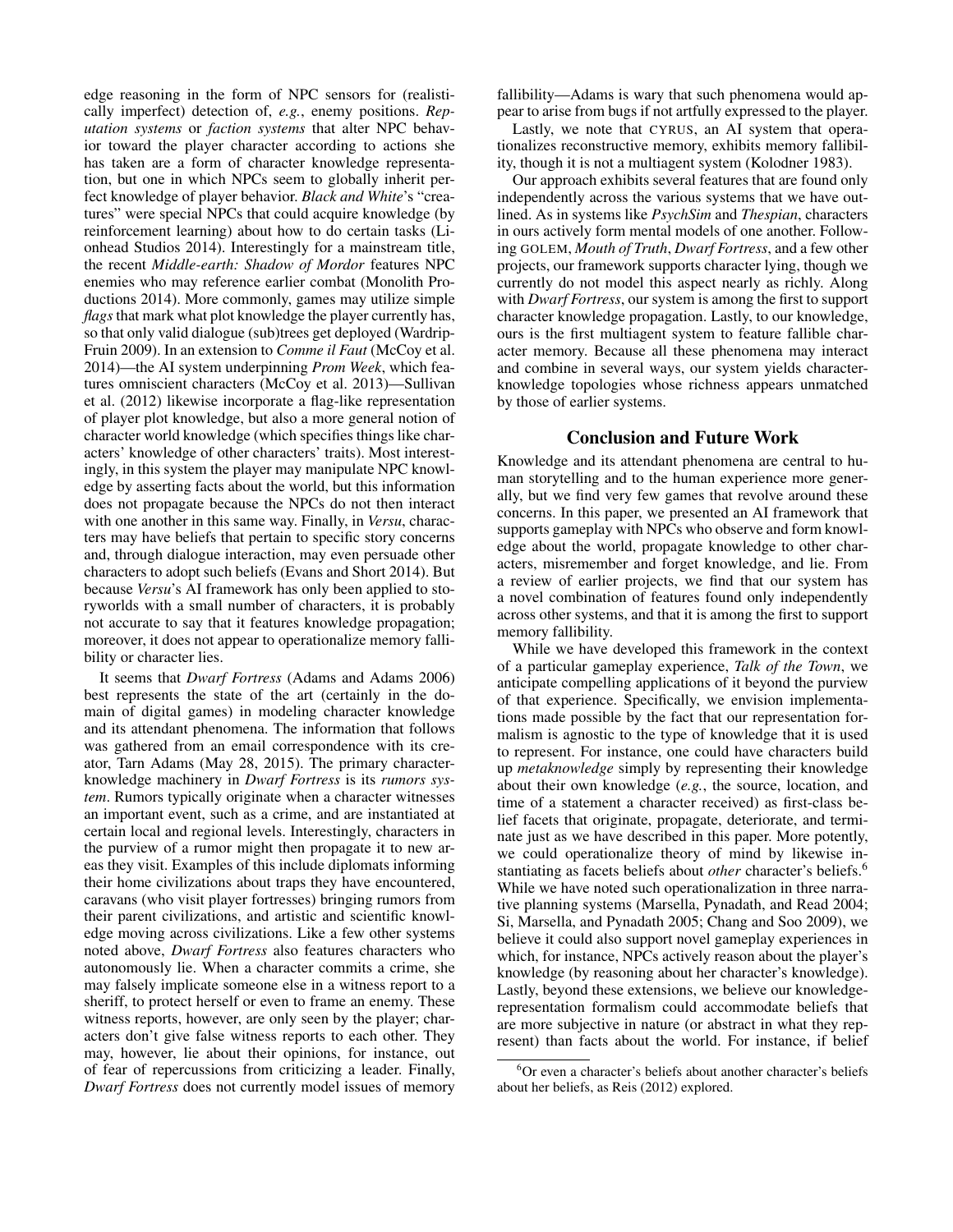edge reasoning in the form of NPC sensors for (realistically imperfect) detection of, *e.g.*, enemy positions. *Reputation systems* or *faction systems* that alter NPC behavior toward the player character according to actions she has taken are a form of character knowledge representation, but one in which NPCs seem to globally inherit perfect knowledge of player behavior. *Black and White*'s "creatures" were special NPCs that could acquire knowledge (by reinforcement learning) about how to do certain tasks (Lionhead Studios 2014). Interestingly for a mainstream title, the recent *Middle-earth: Shadow of Mordor* features NPC enemies who may reference earlier combat (Monolith Productions 2014). More commonly, games may utilize simple *flags* that mark what plot knowledge the player currently has, so that only valid dialogue (sub)trees get deployed (Wardrip-Fruin 2009). In an extension to *Comme il Faut* (McCoy et al. 2014)—the AI system underpinning *Prom Week*, which features omniscient characters (McCoy et al. 2013)—Sullivan et al. (2012) likewise incorporate a flag-like representation of player plot knowledge, but also a more general notion of character world knowledge (which specifies things like characters' knowledge of other characters' traits). Most interestingly, in this system the player may manipulate NPC knowledge by asserting facts about the world, but this information does not propagate because the NPCs do not then interact with one another in this same way. Finally, in *Versu*, characters may have beliefs that pertain to specific story concerns and, through dialogue interaction, may even persuade other characters to adopt such beliefs (Evans and Short 2014). But because *Versu*'s AI framework has only been applied to storyworlds with a small number of characters, it is probably not accurate to say that it features knowledge propagation; moreover, it does not appear to operationalize memory fallibility or character lies.

It seems that *Dwarf Fortress* (Adams and Adams 2006) best represents the state of the art (certainly in the domain of digital games) in modeling character knowledge and its attendant phenomena. The information that follows was gathered from an email correspondence with its creator, Tarn Adams (May 28, 2015). The primary character-knowledge machinery in *Dwarf Fortress* is its *rumors system*. Rumors typically originate when a character witnesses an important event, such as a crime, and are instantiated at certain local and regional levels. Interestingly, characters in the purview of a rumor might then propagate it to new areas they visit. Examples of this include diplomats informing their home civilizations about traps they have encountered, caravans (who visit player fortresses) bringing rumors from their parent civilizations, and artistic and scientific knowledge moving across civilizations. Like a few other systems noted above, *Dwarf Fortress* also features characters who autonomously lie. When a character commits a crime, she may falsely implicate someone else in a witness report to a sheriff, to protect herself or even to frame an enemy. These witness reports, however, are only seen by the player; characters don't give false witness reports to each other. They may, however, lie about their opinions, for instance, out of fear of repercussions from criticizing a leader. Finally, *Dwarf Fortress* does not currently model issues of memory fallibility—Adams is wary that such phenomena would appear to arise from bugs if not artfully expressed to the player.

Lastly, we note that CYRUS, an AI system that operationalizes reconstructive memory, exhibits memory fallibility, though it is not a multiagent system (Kolodner 1983).

Our approach exhibits several features that are found only independently across the various systems that we have outlined. As in systems like *PsychSim* and *Thespian*, characters in ours actively form mental models of one another. Following GOLEM, *Mouth of Truth*, *Dwarf Fortress*, and a few other projects, our framework supports character lying, though we currently do not model this aspect nearly as richly. Along with *Dwarf Fortress*, our system is among the first to support character knowledge propagation. Lastly, to our knowledge, ours is the first multiagent system to feature fallible character memory. Because all these phenomena may interact and combine in several ways, our system yields character-knowledge topologies whose richness appears unmatched by those of earlier systems.

## Conclusion and Future Work

Knowledge and its attendant phenomena are central to human storytelling and to the human experience more generally, but we find very few games that revolve around these concerns. In this paper, we presented an AI framework that supports gameplay with NPCs who observe and form knowledge about the world, propagate knowledge to other characters, misremember and forget knowledge, and lie. From a review of earlier projects, we find that our system has a novel combination of features found only independently across other systems, and that it is among the first to support memory fallibility.

While we have developed this framework in the context of a particular gameplay experience, *Talk of the Town*, we anticipate compelling applications of it beyond the purview of that experience. Specifically, we envision implementations made possible by the fact that our representation formalism is agnostic to the type of knowledge that it is used to represent. For instance, one could have characters build up *metaknowledge* simply by representing their knowledge about their own knowledge (*e.g.*, the source, location, and time of a statement a character received) as first-class belief facets that originate, propagate, deteriorate, and terminate just as we have described in this paper. More potently, we could operationalize theory of mind by likewise instantiating as facets beliefs about *other* character's beliefs.[6] While we have noted such operationalization in three narrative planning systems (Marsella, Pynadath, and Read 2004; Si, Marsella, and Pynadath 2005; Chang and Soo 2009), we believe it could also support novel gameplay experiences in which, for instance, NPCs actively reason about the player's knowledge (by reasoning about her character's knowledge). Lastly, beyond these extensions, we believe our knowledge-representation formalism could accommodate beliefs that are more subjective in nature (or abstract in what they represent) than facts about the world. For instance, if belief

[6] Or even a character's beliefs about another character's beliefs about her beliefs, as Reis (2012) explored.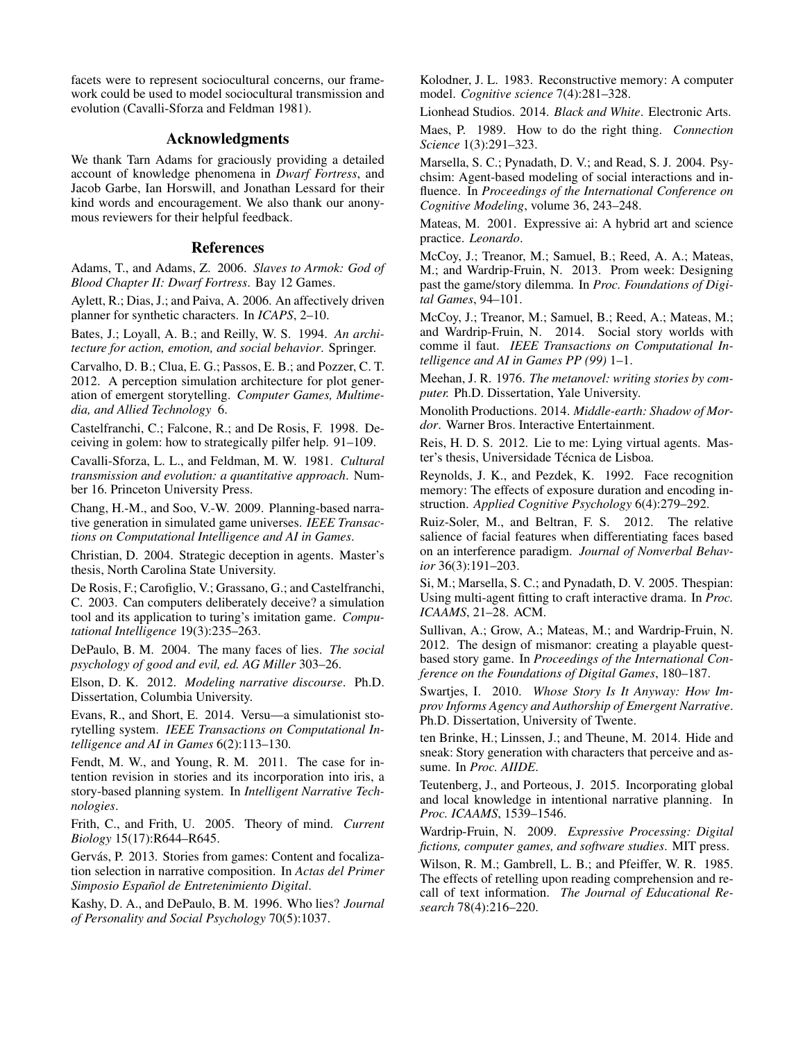facets were to represent sociocultural concerns, our framework could be used to model sociocultural transmission and evolution (Cavalli-Sforza and Feldman 1981).

## Acknowledgments

We thank Tarn Adams for graciously providing a detailed account of knowledge phenomena in *Dwarf Fortress*, and Jacob Garbe, Ian Horswill, and Jonathan Lessard for their kind words and encouragement. We also thank our anonymous reviewers for their helpful feedback.

## References

Adams, T., and Adams, Z. 2006. *Slaves to Armok: God of Blood Chapter II: Dwarf Fortress*. Bay 12 Games.

Aylett, R.; Dias, J.; and Paiva, A. 2006. An affectively driven planner for synthetic characters. In *ICAPS*, 2–10.

Bates, J.; Loyall, A. B.; and Reilly, W. S. 1994. *An architecture for action, emotion, and social behavior*. Springer.

Carvalho, D. B.; Clua, E. G.; Passos, E. B.; and Pozzer, C. T. 2012. A perception simulation architecture for plot generation of emergent storytelling. *Computer Games, Multimedia, and Allied Technology* 6.

Castelfranchi, C.; Falcone, R.; and De Rosis, F. 1998. Deceiving in golem: how to strategically pilfer help. 91–109.

Cavalli-Sforza, L. L., and Feldman, M. W. 1981. *Cultural transmission and evolution: a quantitative approach*. Number 16. Princeton University Press.

Chang, H.-M., and Soo, V.-W. 2009. Planning-based narrative generation in simulated game universes. *IEEE Transactions on Computational Intelligence and AI in Games*.

Christian, D. 2004. Strategic deception in agents. Master's thesis, North Carolina State University.

De Rosis, F.; Carofiglio, V.; Grassano, G.; and Castelfranchi, C. 2003. Can computers deliberately deceive? a simulation tool and its application to turing's imitation game. *Computational Intelligence* 19(3):235–263.

DePaulo, B. M. 2004. The many faces of lies. *The social psychology of good and evil, ed. AG Miller* 303–26.

Elson, D. K. 2012. *Modeling narrative discourse*. Ph.D. Dissertation, Columbia University.

Evans, R., and Short, E. 2014. Versu—a simulationist storytelling system. *IEEE Transactions on Computational Intelligence and AI in Games* 6(2):113–130.

Fendt, M. W., and Young, R. M. 2011. The case for intention revision in stories and its incorporation into iris, a story-based planning system. In *Intelligent Narrative Technologies*.

Frith, C., and Frith, U. 2005. Theory of mind. *Current Biology* 15(17):R644–R645.

Gervás, P. 2013. Stories from games: Content and focalization selection in narrative composition. In *Actas del Primer Simposio Español de Entretenimiento Digital*.

Kashy, D. A., and DePaulo, B. M. 1996. Who lies? *Journal of Personality and Social Psychology* 70(5):1037.

Kolodner, J. L. 1983. Reconstructive memory: A computer model. *Cognitive science* 7(4):281–328.

Lionhead Studios. 2014. *Black and White*. Electronic Arts.

Maes, P. 1989. How to do the right thing. *Connection Science* 1(3):291–323.

Marsella, S. C.; Pynadath, D. V.; and Read, S. J. 2004. Psychsim: Agent-based modeling of social interactions and influence. In *Proceedings of the International Conference on Cognitive Modeling*, volume 36, 243–248.

Mateas, M. 2001. Expressive ai: A hybrid art and science practice. *Leonardo*.

McCoy, J.; Treanor, M.; Samuel, B.; Reed, A. A.; Mateas, M.; and Wardrip-Fruin, N. 2013. Prom week: Designing past the game/story dilemma. In *Proc. Foundations of Digital Games*, 94–101.

McCoy, J.; Treanor, M.; Samuel, B.; Reed, A.; Mateas, M.; and Wardrip-Fruin, N. 2014. Social story worlds with comme il faut. *IEEE Transactions on Computational Intelligence and AI in Games PP (99)* 1–1.

Meehan, J. R. 1976. *The metanovel: writing stories by computer.* Ph.D. Dissertation, Yale University.

Monolith Productions. 2014. *Middle-earth: Shadow of Mordor*. Warner Bros. Interactive Entertainment.

Reis, H. D. S. 2012. Lie to me: Lying virtual agents. Master's thesis, Universidade Técnica de Lisboa.

Reynolds, J. K., and Pezdek, K. 1992. Face recognition memory: The effects of exposure duration and encoding instruction. *Applied Cognitive Psychology* 6(4):279–292.

Ruiz-Soler, M., and Beltran, F. S. 2012. The relative salience of facial features when differentiating faces based on an interference paradigm. *Journal of Nonverbal Behavior* 36(3):191–203.

Si, M.; Marsella, S. C.; and Pynadath, D. V. 2005. Thespian: Using multi-agent fitting to craft interactive drama. In *Proc. ICAAMS*, 21–28. ACM.

Sullivan, A.; Grow, A.; Mateas, M.; and Wardrip-Fruin, N. 2012. The design of mismanor: creating a playable quest-based story game. In *Proceedings of the International Conference on the Foundations of Digital Games*, 180–187.

Swartjes, I. 2010. *Whose Story Is It Anyway: How Improv Informs Agency and Authorship of Emergent Narrative*. Ph.D. Dissertation, University of Twente.

ten Brinke, H.; Linssen, J.; and Theune, M. 2014. Hide and sneak: Story generation with characters that perceive and assume. In *Proc. AIIDE*.

Teutenberg, J., and Porteous, J. 2015. Incorporating global and local knowledge in intentional narrative planning. In *Proc. ICAAMS*, 1539–1546.

Wardrip-Fruin, N. 2009. *Expressive Processing: Digital fictions, computer games, and software studies*. MIT press.

Wilson, R. M.; Gambrell, L. B.; and Pfeiffer, W. R. 1985. The effects of retelling upon reading comprehension and recall of text information. *The Journal of Educational Research* 78(4):216–220.